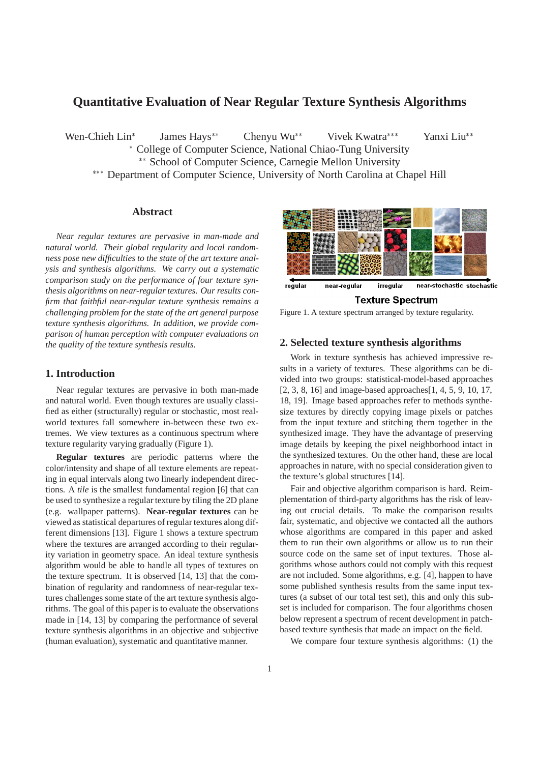# Quantitative Evaluation of Near Regular Texture Synthesis Algorithms

Wen-Chieh Lin[*] James Hays[**] Chenyu Wu[**] Vivek Kwatra[***] Yanxi Liu[**]

[*] College of Computer Science, National Chiao-Tung University

[**] School of Computer Science, Carnegie Mellon University

[***] Department of Computer Science, University of North Carolina at Chapel Hill

## Abstract

*Near regular textures are pervasive in man-made and natural world. Their global regularity and local randomness pose new difficulties to the state of the art texture analysis and synthesis algorithms. We carry out a systematic comparison study on the performance of four texture synthesis algorithms on near-regular textures. Our results confirm that faithful near-regular texture synthesis remains a challenging problem for the state of the art general purpose texture synthesis algorithms. In addition, we provide comparison of human perception with computer evaluations on the quality of the texture synthesis results.*

## 1. Introduction

Near regular textures are pervasive in both man-made and natural world. Even though textures are usually classified as either (structurally) regular or stochastic, most real-world textures fall somewhere in-between these two extremes. We view textures as a continuous spectrum where texture regularity varying gradually (Figure 1).

**Regular textures** are periodic patterns where the color/intensity and shape of all texture elements are repeating in equal intervals along two linearly independent directions. A *tile* is the smallest fundamental region [6] that can be used to synthesize a regular texture by tiling the 2D plane (e.g. wallpaper patterns). **Near-regular textures** can be viewed as statistical departures of regular textures along different dimensions [13]. Figure 1 shows a texture spectrum where the textures are arranged according to their regularity variation in geometry space. An ideal texture synthesis algorithm would be able to handle all types of textures on the texture spectrum. It is observed [14, 13] that the combination of regularity and randomness of near-regular textures challenges some state of the art texture synthesis algorithms. The goal of this paper is to evaluate the observations made in [14, 13] by comparing the performance of several texture synthesis algorithms in an objective and subjective (human evaluation), systematic and quantitative manner.

regular — near-regular — irregular — near-stochastic — stochastic

**Texture Spectrum**

Figure 1. A texture spectrum arranged by texture regularity.

## 2. Selected texture synthesis algorithms

Work in texture synthesis has achieved impressive results in a variety of textures. These algorithms can be divided into two groups: statistical-model-based approaches [2, 3, 8, 16] and image-based approaches[1, 4, 5, 9, 10, 17, 18, 19]. Image based approaches refer to methods synthesize textures by directly copying image pixels or patches from the input texture and stitching them together in the synthesized image. They have the advantage of preserving image details by keeping the pixel neighborhood intact in the synthesized textures. On the other hand, these are local approaches in nature, with no special consideration given to the texture's global structures [14].

Fair and objective algorithm comparison is hard. Reimplementation of third-party algorithms has the risk of leaving out crucial details. To make the comparison results fair, systematic, and objective we contacted all the authors whose algorithms are compared in this paper and asked them to run their own algorithms or allow us to run their source code on the same set of input textures. Those algorithms whose authors could not comply with this request are not included. Some algorithms, e.g. [4], happen to have some published synthesis results from the same input textures (a subset of our total test set), this and only this subset is included for comparison. The four algorithms chosen below represent a spectrum of recent development in patch-based texture synthesis that made an impact on the field.

We compare four texture synthesis algorithms: (1) the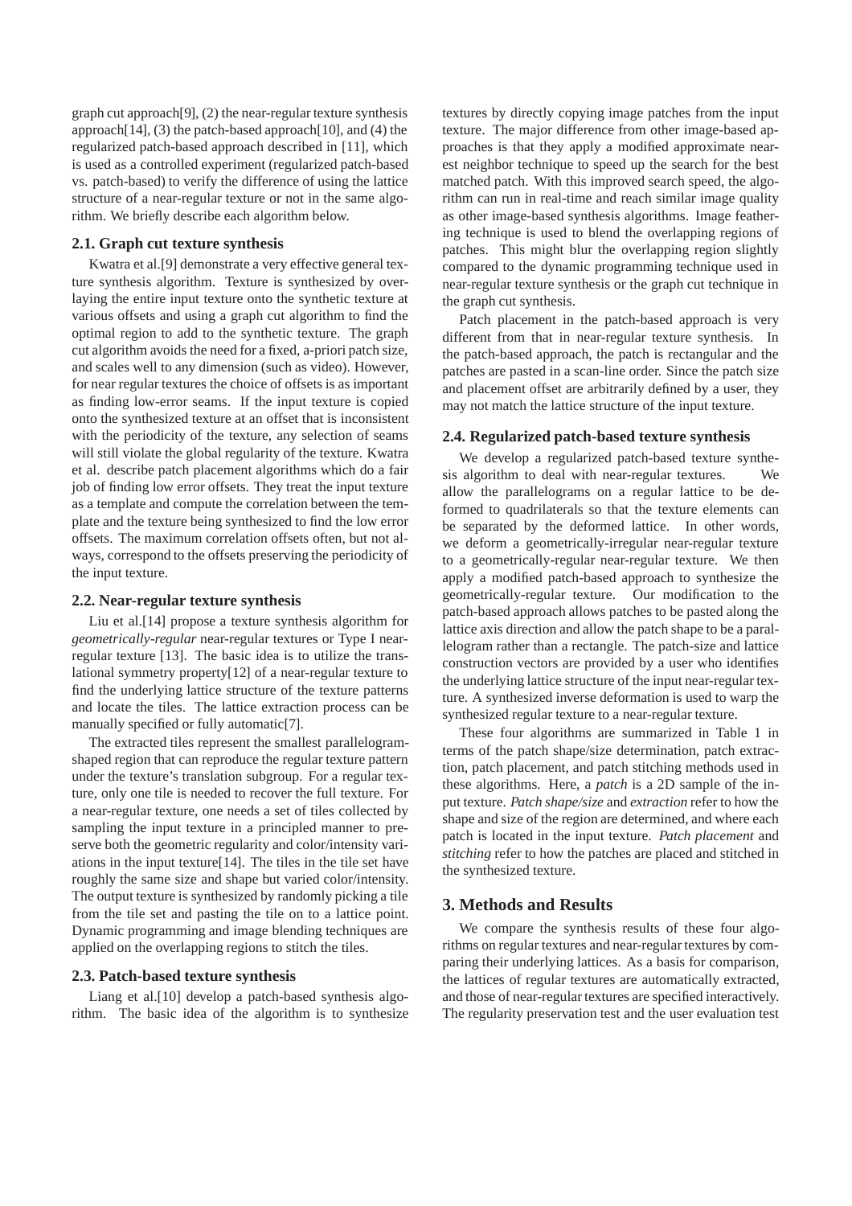graph cut approach[9], (2) the near-regular texture synthesis approach[14], (3) the patch-based approach[10], and (4) the regularized patch-based approach described in [11], which is used as a controlled experiment (regularized patch-based vs. patch-based) to verify the difference of using the lattice structure of a near-regular texture or not in the same algorithm. We briefly describe each algorithm below.

### 2.1. Graph cut texture synthesis

Kwatra et al.[9] demonstrate a very effective general texture synthesis algorithm. Texture is synthesized by overlaying the entire input texture onto the synthetic texture at various offsets and using a graph cut algorithm to find the optimal region to add to the synthetic texture. The graph cut algorithm avoids the need for a fixed, a-priori patch size, and scales well to any dimension (such as video). However, for near regular textures the choice of offsets is as important as finding low-error seams. If the input texture is copied onto the synthesized texture at an offset that is inconsistent with the periodicity of the texture, any selection of seams will still violate the global regularity of the texture. Kwatra et al. describe patch placement algorithms which do a fair job of finding low error offsets. They treat the input texture as a template and compute the correlation between the template and the texture being synthesized to find the low error offsets. The maximum correlation offsets often, but not always, correspond to the offsets preserving the periodicity of the input texture.

### 2.2. Near-regular texture synthesis

Liu et al.[14] propose a texture synthesis algorithm for *geometrically-regular* near-regular textures or Type I near-regular texture [13]. The basic idea is to utilize the translational symmetry property[12] of a near-regular texture to find the underlying lattice structure of the texture patterns and locate the tiles. The lattice extraction process can be manually specified or fully automatic[7].

The extracted tiles represent the smallest parallelogram-shaped region that can reproduce the regular texture pattern under the texture's translation subgroup. For a regular texture, only one tile is needed to recover the full texture. For a near-regular texture, one needs a set of tiles collected by sampling the input texture in a principled manner to preserve both the geometric regularity and color/intensity variations in the input texture[14]. The tiles in the tile set have roughly the same size and shape but varied color/intensity. The output texture is synthesized by randomly picking a tile from the tile set and pasting the tile on to a lattice point. Dynamic programming and image blending techniques are applied on the overlapping regions to stitch the tiles.

### 2.3. Patch-based texture synthesis

Liang et al.[10] develop a patch-based synthesis algorithm. The basic idea of the algorithm is to synthesize textures by directly copying image patches from the input texture. The major difference from other image-based approaches is that they apply a modified approximate nearest neighbor technique to speed up the search for the best matched patch. With this improved search speed, the algorithm can run in real-time and reach similar image quality as other image-based synthesis algorithms. Image feathering technique is used to blend the overlapping regions of patches. This might blur the overlapping region slightly compared to the dynamic programming technique used in near-regular texture synthesis or the graph cut technique in the graph cut synthesis.

Patch placement in the patch-based approach is very different from that in near-regular texture synthesis. In the patch-based approach, the patch is rectangular and the patches are pasted in a scan-line order. Since the patch size and placement offset are arbitrarily defined by a user, they may not match the lattice structure of the input texture.

### 2.4. Regularized patch-based texture synthesis

We develop a regularized patch-based texture synthesis algorithm to deal with near-regular textures. We allow the parallelograms on a regular lattice to be deformed to quadrilaterals so that the texture elements can be separated by the deformed lattice. In other words, we deform a geometrically-irregular near-regular texture to a geometrically-regular near-regular texture. We then apply a modified patch-based approach to synthesize the geometrically-regular texture. Our modification to the patch-based approach allows patches to be pasted along the lattice axis direction and allow the patch shape to be a parallelogram rather than a rectangle. The patch-size and lattice construction vectors are provided by a user who identifies the underlying lattice structure of the input near-regular texture. A synthesized inverse deformation is used to warp the synthesized regular texture to a near-regular texture.

These four algorithms are summarized in Table 1 in terms of the patch shape/size determination, patch extraction, patch placement, and patch stitching methods used in these algorithms. Here, a *patch* is a 2D sample of the input texture. *Patch shape/size* and *extraction* refer to how the shape and size of the region are determined, and where each patch is located in the input texture. *Patch placement* and *stitching* refer to how the patches are placed and stitched in the synthesized texture.

## 3. Methods and Results

We compare the synthesis results of these four algorithms on regular textures and near-regular textures by comparing their underlying lattices. As a basis for comparison, the lattices of regular textures are automatically extracted, and those of near-regular textures are specified interactively. The regularity preservation test and the user evaluation test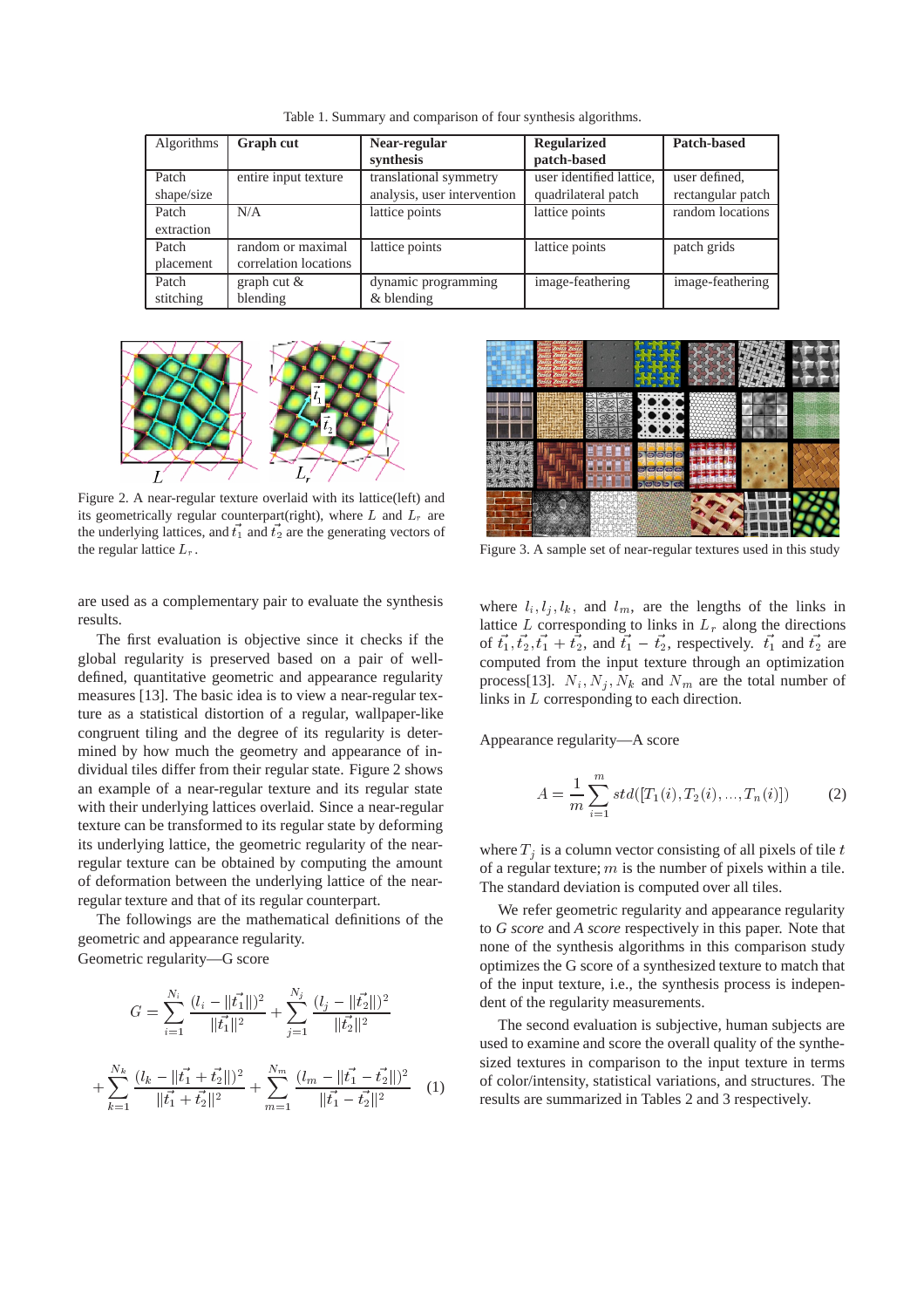Table 1. Summary and comparison of four synthesis algorithms.

| Algorithms | **Graph cut** | **Near-regular synthesis** | **Regularized patch-based** | **Patch-based** |
|---|---|---|---|---|
| Patch shape/size | entire input texture | translational symmetry analysis, user intervention | user identified lattice, quadrilateral patch | user defined, rectangular patch |
| Patch extraction | N/A | lattice points | lattice points | random locations |
| Patch placement | random or maximal correlation locations | lattice points | lattice points | patch grids |
| Patch stitching | graph cut & blending | dynamic programming & blending | image-feathering | image-feathering |

Figure 2. A near-regular texture overlaid with its lattice(left) and its geometrically regular counterpart(right), where $L$ and $L_r$ are the underlying lattices, and $\vec{t_1}$ and $\vec{t_2}$ are the generating vectors of the regular lattice $L_r$.

Figure 3. A sample set of near-regular textures used in this study

are used as a complementary pair to evaluate the synthesis results.

The first evaluation is objective since it checks if the global regularity is preserved based on a pair of well-defined, quantitative geometric and appearance regularity measures [13]. The basic idea is to view a near-regular texture as a statistical distortion of a regular, wallpaper-like congruent tiling and the degree of its regularity is determined by how much the geometry and appearance of individual tiles differ from their regular state. Figure 2 shows an example of a near-regular texture and its regular state with their underlying lattices overlaid. Since a near-regular texture can be transformed to its regular state by deforming its underlying lattice, the geometric regularity of the near-regular texture can be obtained by computing the amount of deformation between the underlying lattice of the near-regular texture and that of its regular counterpart.

The followings are the mathematical definitions of the geometric and appearance regularity.

Geometric regularity—G score

$$G = \sum_{i=1}^{N_i} \frac{(l_i - ||\vec{t_1}||)^2}{||\vec{t_1}||^2} + \sum_{j=1}^{N_j} \frac{(l_j - ||\vec{t_2}||)^2}{||\vec{t_2}||^2}$$

$$+ \sum_{k=1}^{N_k} \frac{(l_k - ||\vec{t_1} + \vec{t_2}||)^2}{||\vec{t_1} + \vec{t_2}||^2} + \sum_{m=1}^{N_m} \frac{(l_m - ||\vec{t_1} - \vec{t_2}||)^2}{||\vec{t_1} - \vec{t_2}||^2} \quad (1)$$

where $l_i, l_j, l_k$, and $l_m$, are the lengths of the links in lattice $L$ corresponding to links in $L_r$ along the directions of $\vec{t_1}, \vec{t_2}, \vec{t_1} + \vec{t_2}$, and $\vec{t_1} - \vec{t_2}$, respectively. $\vec{t_1}$ and $\vec{t_2}$ are computed from the input texture through an optimization process[13]. $N_i, N_j, N_k$ and $N_m$ are the total number of links in $L$ corresponding to each direction.

Appearance regularity—A score

$$A = \frac{1}{m} \sum_{i=1}^{m} std([T_1(i), T_2(i), ..., T_n(i)]) \quad (2)$$

where $T_j$ is a column vector consisting of all pixels of tile $t$ of a regular texture; $m$ is the number of pixels within a tile. The standard deviation is computed over all tiles.

We refer geometric regularity and appearance regularity to *G score* and *A score* respectively in this paper. Note that none of the synthesis algorithms in this comparison study optimizes the G score of a synthesized texture to match that of the input texture, i.e., the synthesis process is independent of the regularity measurements.

The second evaluation is subjective, human subjects are used to examine and score the overall quality of the synthesized textures in comparison to the input texture in terms of color/intensity, statistical variations, and structures. The results are summarized in Tables 2 and 3 respectively.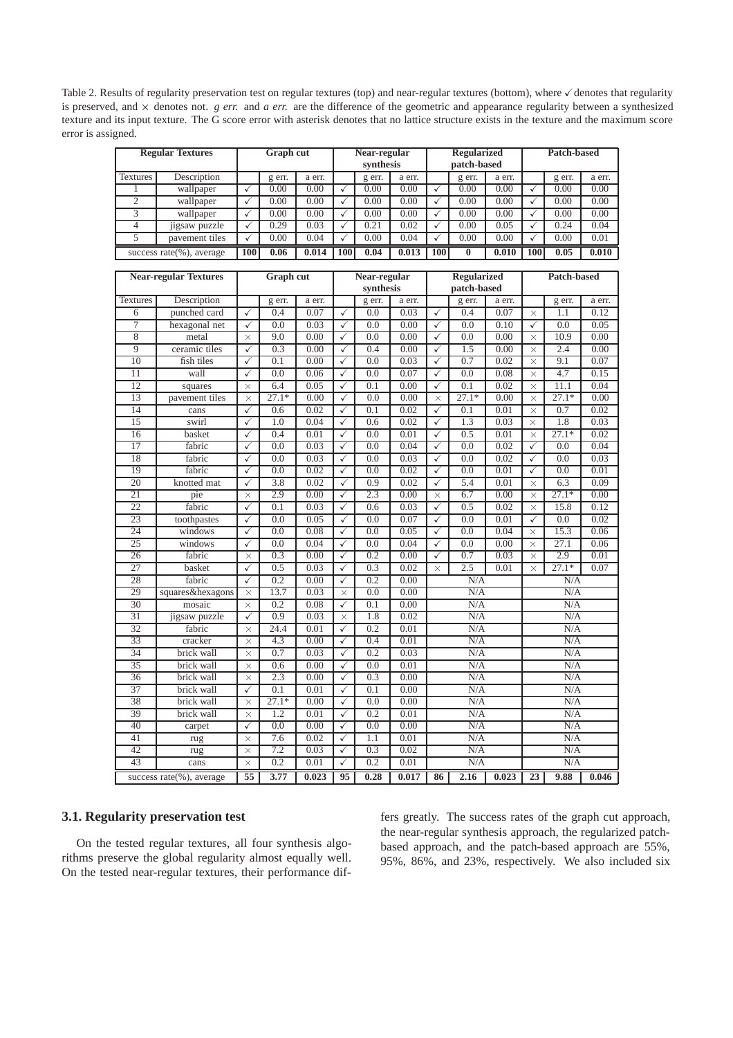Table 2. Results of regularity preservation test on regular textures (top) and near-regular textures (bottom), where ✓ denotes that regularity is preserved, and × denotes not. *g err.* and *a err.* are the difference of the geometric and appearance regularity between a synthesized texture and its input texture. The G score error with asterisk denotes that no lattice structure exists in the texture and the maximum score error is assigned.

| **Regular Textures** | | **Graph cut** | | | **Near-regular synthesis** | | | **Regularized patch-based** | | | **Patch-based** | | |
|---|---|---|---|---|---|---|---|---|---|---|---|---|---|
| Textures | Description | | g err. | a err. | | g err. | a err. | | g err. | a err. | | g err. | a err. |
| 1 | wallpaper | ✓ | 0.00 | 0.00 | ✓ | 0.00 | 0.00 | ✓ | 0.00 | 0.00 | ✓ | 0.00 | 0.00 |
| 2 | wallpaper | ✓ | 0.00 | 0.00 | ✓ | 0.00 | 0.00 | ✓ | 0.00 | 0.00 | ✓ | 0.00 | 0.00 |
| 3 | wallpaper | ✓ | 0.00 | 0.00 | ✓ | 0.00 | 0.00 | ✓ | 0.00 | 0.00 | ✓ | 0.00 | 0.00 |
| 4 | jigsaw puzzle | ✓ | 0.29 | 0.03 | ✓ | 0.21 | 0.02 | ✓ | 0.00 | 0.05 | ✓ | 0.24 | 0.04 |
| 5 | pavement tiles | ✓ | 0.00 | 0.04 | ✓ | 0.00 | 0.04 | ✓ | 0.00 | 0.00 | ✓ | 0.00 | 0.01 |
| success rate(%), average | | **100** | **0.06** | **0.014** | **100** | **0.04** | **0.013** | **100** | **0** | **0.010** | **100** | **0.05** | **0.010** |

| **Near-regular Textures** | | **Graph cut** | | | **Near-regular synthesis** | | | **Regularized patch-based** | | | **Patch-based** | | |
|---|---|---|---|---|---|---|---|---|---|---|---|---|---|
| Textures | Description | | g err. | a err. | | g err. | a err. | | g err. | a err. | | g err. | a err. |
| 6 | punched card | ✓ | 0.4 | 0.07 | ✓ | 0.0 | 0.03 | ✓ | 0.4 | 0.07 | × | 1.1 | 0.12 |
| 7 | hexagonal net | ✓ | 0.0 | 0.03 | ✓ | 0.0 | 0.00 | ✓ | 0.0 | 0.10 | ✓ | 0.0 | 0.05 |
| 8 | metal | × | 9.0 | 0.00 | ✓ | 0.0 | 0.00 | ✓ | 0.0 | 0.00 | × | 10.9 | 0.00 |
| 9 | ceramic tiles | ✓ | 0.3 | 0.00 | ✓ | 0.4 | 0.00 | ✓ | 1.5 | 0.00 | × | 2.4 | 0.00 |
| 10 | fish tiles | ✓ | 0.1 | 0.00 | ✓ | 0.0 | 0.03 | ✓ | 0.7 | 0.02 | × | 9.1 | 0.07 |
| 11 | wall | ✓ | 0.0 | 0.06 | ✓ | 0.0 | 0.07 | ✓ | 0.0 | 0.08 | × | 4.7 | 0.15 |
| 12 | squares | × | 6.4 | 0.05 | ✓ | 0.1 | 0.00 | ✓ | 0.1 | 0.02 | × | 11.1 | 0.04 |
| 13 | pavement tiles | × | 27.1* | 0.00 | ✓ | 0.0 | 0.00 | × | 27.1* | 0.00 | × | 27.1* | 0.00 |
| 14 | cans | ✓ | 0.6 | 0.02 | ✓ | 0.1 | 0.02 | ✓ | 0.1 | 0.01 | × | 0.7 | 0.02 |
| 15 | swirl | ✓ | 1.0 | 0.04 | ✓ | 0.6 | 0.02 | ✓ | 1.3 | 0.03 | × | 1.8 | 0.03 |
| 16 | basket | ✓ | 0.4 | 0.01 | ✓ | 0.0 | 0.01 | ✓ | 0.5 | 0.01 | × | 27.1* | 0.02 |
| 17 | fabric | ✓ | 0.0 | 0.03 | ✓ | 0.0 | 0.04 | ✓ | 0.0 | 0.02 | ✓ | 0.0 | 0.04 |
| 18 | fabric | ✓ | 0.0 | 0.03 | ✓ | 0.0 | 0.03 | ✓ | 0.0 | 0.02 | ✓ | 0.0 | 0.03 |
| 19 | fabric | ✓ | 0.0 | 0.02 | ✓ | 0.0 | 0.02 | ✓ | 0.0 | 0.01 | ✓ | 0.0 | 0.01 |
| 20 | knotted mat | ✓ | 3.8 | 0.02 | ✓ | 0.9 | 0.02 | ✓ | 5.4 | 0.01 | × | 6.3 | 0.09 |
| 21 | pie | × | 2.9 | 0.00 | ✓ | 2.3 | 0.00 | × | 6.7 | 0.00 | × | 27.1* | 0.00 |
| 22 | fabric | ✓ | 0.1 | 0.03 | ✓ | 0.6 | 0.03 | ✓ | 0.5 | 0.02 | × | 15.8 | 0.12 |
| 23 | toothpastes | ✓ | 0.0 | 0.05 | ✓ | 0.0 | 0.07 | ✓ | 0.0 | 0.01 | ✓ | 0.0 | 0.02 |
| 24 | windows | ✓ | 0.0 | 0.08 | ✓ | 0.0 | 0.05 | ✓ | 0.0 | 0.04 | × | 15.3 | 0.06 |
| 25 | windows | ✓ | 0.0 | 0.04 | ✓ | 0.0 | 0.04 | ✓ | 0.0 | 0.00 | × | 27.1 | 0.06 |
| 26 | fabric | × | 0.3 | 0.00 | ✓ | 0.2 | 0.00 | ✓ | 0.7 | 0.03 | × | 2.9 | 0.01 |
| 27 | basket | ✓ | 0.5 | 0.03 | ✓ | 0.3 | 0.02 | × | 2.5 | 0.01 | × | 27.1* | 0.07 |
| 28 | fabric | ✓ | 0.2 | 0.00 | ✓ | 0.2 | 0.00 | | N/A | | | N/A | |
| 29 | squares&hexagons | × | 13.7 | 0.03 | × | 0.0 | 0.00 | | N/A | | | N/A | |
| 30 | mosaic | × | 0.2 | 0.08 | ✓ | 0.1 | 0.00 | | N/A | | | N/A | |
| 31 | jigsaw puzzle | ✓ | 0.9 | 0.03 | × | 1.8 | 0.02 | | N/A | | | N/A | |
| 32 | fabric | × | 24.4 | 0.01 | ✓ | 0.2 | 0.01 | | N/A | | | N/A | |
| 33 | cracker | × | 4.3 | 0.00 | ✓ | 0.4 | 0.01 | | N/A | | | N/A | |
| 34 | brick wall | × | 0.7 | 0.03 | ✓ | 0.2 | 0.03 | | N/A | | | N/A | |
| 35 | brick wall | × | 0.6 | 0.00 | ✓ | 0.0 | 0.01 | | N/A | | | N/A | |
| 36 | brick wall | × | 2.3 | 0.00 | ✓ | 0.3 | 0.00 | | N/A | | | N/A | |
| 37 | brick wall | ✓ | 0.1 | 0.01 | ✓ | 0.1 | 0.00 | | N/A | | | N/A | |
| 38 | brick wall | × | 27.1* | 0.00 | ✓ | 0.0 | 0.00 | | N/A | | | N/A | |
| 39 | brick wall | × | 1.2 | 0.01 | ✓ | 0.2 | 0.01 | | N/A | | | N/A | |
| 40 | carpet | ✓ | 0.0 | 0.00 | ✓ | 0.0 | 0.00 | | N/A | | | N/A | |
| 41 | rug | × | 7.6 | 0.02 | ✓ | 1.1 | 0.01 | | N/A | | | N/A | |
| 42 | rug | × | 7.2 | 0.03 | ✓ | 0.3 | 0.02 | | N/A | | | N/A | |
| 43 | cans | × | 0.2 | 0.01 | ✓ | 0.2 | 0.01 | | N/A | | | N/A | |
| success rate(%), average | | **55** | **3.77** | **0.023** | **95** | **0.28** | **0.017** | **86** | **2.16** | **0.023** | **23** | **9.88** | **0.046** |

### 3.1. Regularity preservation test

On the tested regular textures, all four synthesis algorithms preserve the global regularity almost equally well. On the tested near-regular textures, their performance differs greatly. The success rates of the graph cut approach, the near-regular synthesis approach, the regularized patch-based approach, and the patch-based approach are 55%, 95%, 86%, and 23%, respectively. We also included six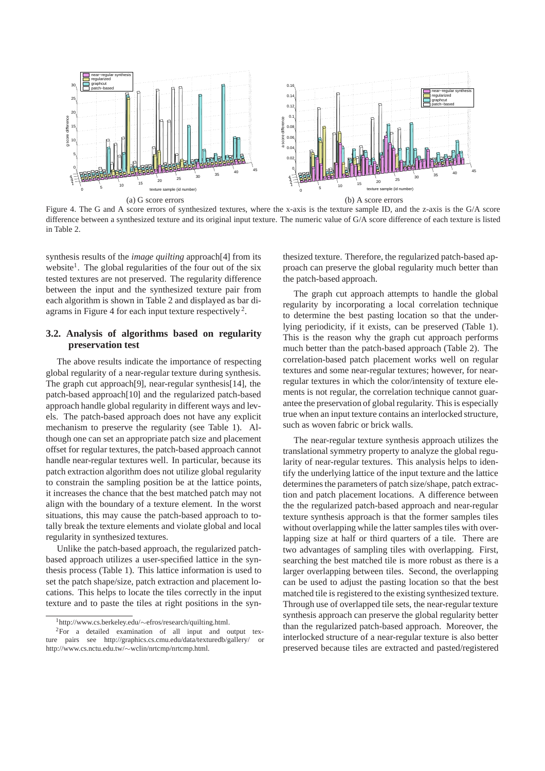near−regular synthesis
regularized
graphcut
patch−based

g score difference

texture sample (id number)

(a) G score errors

near−regular synthesis
regularized
graphcut
patch−based

a score difference

texture sample (id number)

(b) A score errors

Figure 4. The G and A score errors of synthesized textures, where the x-axis is the texture sample ID, and the z-axis is the G/A score difference between a synthesized texture and its original input texture. The numeric value of G/A score difference of each texture is listed in Table 2.

synthesis results of the *image quilting* approach[4] from its website[1]. The global regularities of the four out of the six tested textures are not preserved. The regularity difference between the input and the synthesized texture pair from each algorithm is shown in Table 2 and displayed as bar diagrams in Figure 4 for each input texture respectively[2].

### 3.2. Analysis of algorithms based on regularity preservation test

The above results indicate the importance of respecting global regularity of a near-regular texture during synthesis. The graph cut approach[9], near-regular synthesis[14], the patch-based approach[10] and the regularized patch-based approach handle global regularity in different ways and levels. The patch-based approach does not have any explicit mechanism to preserve the regularity (see Table 1). Although one can set an appropriate patch size and placement offset for regular textures, the patch-based approach cannot handle near-regular textures well. In particular, because its patch extraction algorithm does not utilize global regularity to constrain the sampling position be at the lattice points, it increases the chance that the best matched patch may not align with the boundary of a texture element. In the worst situations, this may cause the patch-based approach to totally break the texture elements and violate global and local regularity in synthesized textures.

Unlike the patch-based approach, the regularized patch-based approach utilizes a user-specified lattice in the synthesis process (Table 1). This lattice information is used to set the patch shape/size, patch extraction and placement locations. This helps to locate the tiles correctly in the input texture and to paste the tiles at right positions in the synthesized texture. Therefore, the regularized patch-based approach can preserve the global regularity much better than the patch-based approach.

The graph cut approach attempts to handle the global regularity by incorporating a local correlation technique to determine the best pasting location so that the underlying periodicity, if it exists, can be preserved (Table 1). This is the reason why the graph cut approach performs much better than the patch-based approach (Table 2). The correlation-based patch placement works well on regular textures and some near-regular textures; however, for near-regular textures in which the color/intensity of texture elements is not regular, the correlation technique cannot guarantee the preservation of global regularity. This is especially true when an input texture contains an interlocked structure, such as woven fabric or brick walls.

The near-regular texture synthesis approach utilizes the translational symmetry property to analyze the global regularity of near-regular textures. This analysis helps to identify the underlying lattice of the input texture and the lattice determines the parameters of patch size/shape, patch extraction and patch placement locations. A difference between the the regularized patch-based approach and near-regular texture synthesis approach is that the former samples tiles without overlapping while the latter samples tiles with overlapping size at half or third quarters of a tile. There are two advantages of sampling tiles with overlapping. First, searching the best matched tile is more robust as there is a larger overlapping between tiles. Second, the overlapping can be used to adjust the pasting location so that the best matched tile is registered to the existing synthesized texture. Through use of overlapped tile sets, the near-regular texture synthesis approach can preserve the global regularity better than the regularized patch-based approach. Moreover, the interlocked structure of a near-regular texture is also better preserved because tiles are extracted and pasted/registered

---

[1] http://www.cs.berkeley.edu/∼efros/research/quilting.html.

[2] For a detailed examination of all input and output texture pairs see http://graphics.cs.cmu.edu/data/texturedb/gallery/ or http://www.cs.nctu.edu.tw/∼wclin/nrtcmp/nrtcmp.html.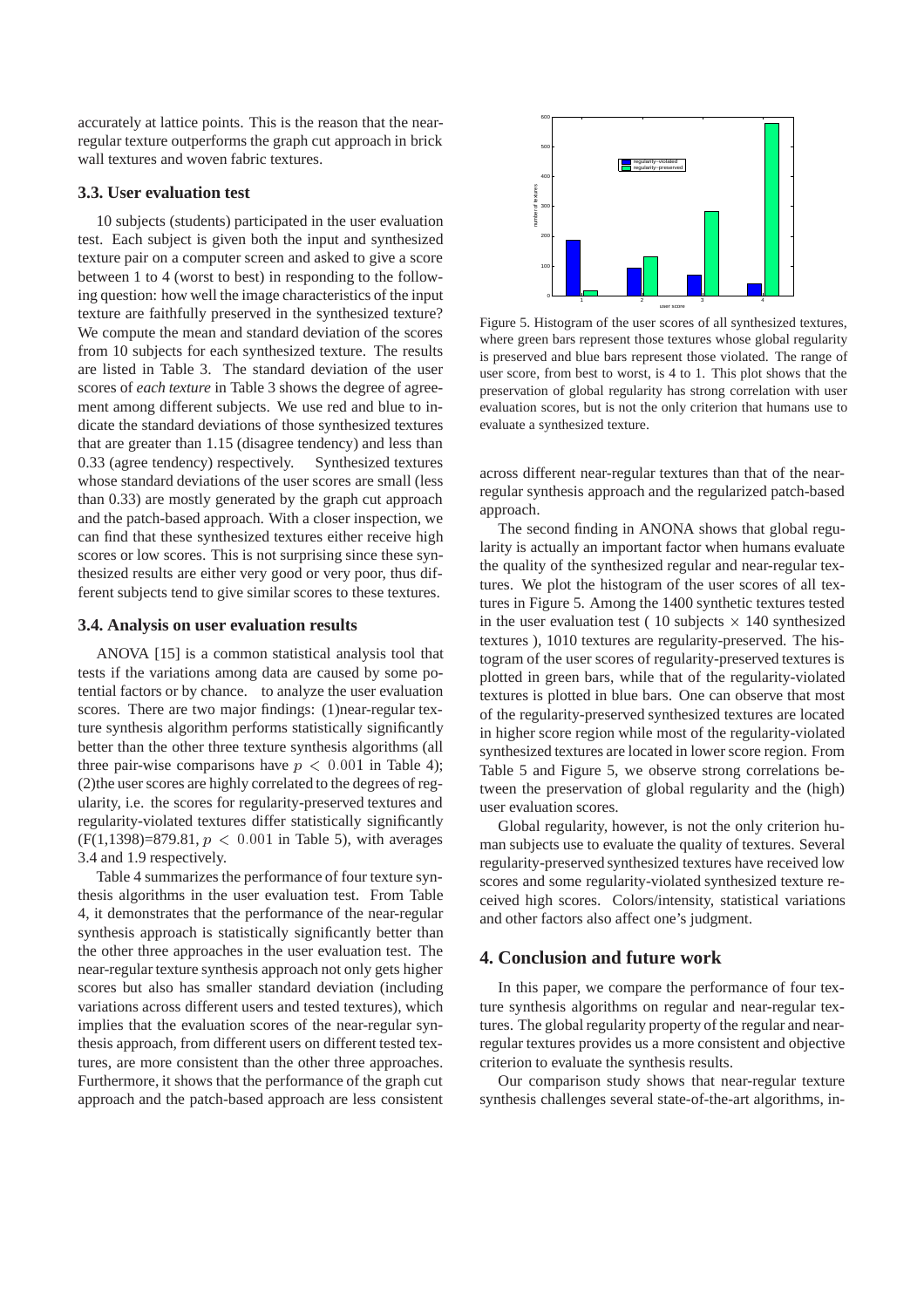accurately at lattice points. This is the reason that the near-regular texture outperforms the graph cut approach in brick wall textures and woven fabric textures.

### 3.3. User evaluation test

10 subjects (students) participated in the user evaluation test. Each subject is given both the input and synthesized texture pair on a computer screen and asked to give a score between 1 to 4 (worst to best) in responding to the following question: how well the image characteristics of the input texture are faithfully preserved in the synthesized texture? We compute the mean and standard deviation of the scores from 10 subjects for each synthesized texture. The results are listed in Table 3. The standard deviation of the user scores of *each texture* in Table 3 shows the degree of agreement among different subjects. We use red and blue to indicate the standard deviations of those synthesized textures that are greater than 1.15 (disagree tendency) and less than 0.33 (agree tendency) respectively. Synthesized textures whose standard deviations of the user scores are small (less than 0.33) are mostly generated by the graph cut approach and the patch-based approach. With a closer inspection, we can find that these synthesized textures either receive high scores or low scores. This is not surprising since these synthesized results are either very good or very poor, thus different subjects tend to give similar scores to these textures.

### 3.4. Analysis on user evaluation results

ANOVA [15] is a common statistical analysis tool that tests if the variations among data are caused by some potential factors or by chance. to analyze the user evaluation scores. There are two major findings: (1)near-regular texture synthesis algorithm performs statistically significantly better than the other three texture synthesis algorithms (all three pair-wise comparisons have $p < 0.001$ in Table 4); (2)the user scores are highly correlated to the degrees of regularity, i.e. the scores for regularity-preserved textures and regularity-violated textures differ statistically significantly ($F(1,1398)$=879.81, $p < 0.001$ in Table 5), with averages 3.4 and 1.9 respectively.

Table 4 summarizes the performance of four texture synthesis algorithms in the user evaluation test. From Table 4, it demonstrates that the performance of the near-regular synthesis approach is statistically significantly better than the other three approaches in the user evaluation test. The near-regular texture synthesis approach not only gets higher scores but also has smaller standard deviation (including variations across different users and tested textures), which implies that the evaluation scores of the near-regular synthesis approach, from different users on different tested textures, are more consistent than the other three approaches. Furthermore, it shows that the performance of the graph cut approach and the patch-based approach are less consistent across different near-regular textures than that of the near-regular synthesis approach and the regularized patch-based approach.

Figure 5. Histogram of the user scores of all synthesized textures, where green bars represent those textures whose global regularity is preserved and blue bars represent those violated. The range of user score, from best to worst, is 4 to 1. This plot shows that the preservation of global regularity has strong correlation with user evaluation scores, but is not the only criterion that humans use to evaluate a synthesized texture.

The second finding in ANONA shows that global regularity is actually an important factor when humans evaluate the quality of the synthesized regular and near-regular textures. We plot the histogram of the user scores of all textures in Figure 5. Among the 1400 synthetic textures tested in the user evaluation test ( 10 subjects $\times$ 140 synthesized textures ), 1010 textures are regularity-preserved. The histogram of the user scores of regularity-preserved textures is plotted in green bars, while that of the regularity-violated textures is plotted in blue bars. One can observe that most of the regularity-preserved synthesized textures are located in higher score region while most of the regularity-violated synthesized textures are located in lower score region. From Table 5 and Figure 5, we observe strong correlations between the preservation of global regularity and the (high) user evaluation scores.

Global regularity, however, is not the only criterion human subjects use to evaluate the quality of textures. Several regularity-preserved synthesized textures have received low scores and some regularity-violated synthesized texture received high scores. Colors/intensity, statistical variations and other factors also affect one's judgment.

## 4. Conclusion and future work

In this paper, we compare the performance of four texture synthesis algorithms on regular and near-regular textures. The global regularity property of the regular and near-regular textures provides us a more consistent and objective criterion to evaluate the synthesis results.

Our comparison study shows that near-regular texture synthesis challenges several state-of-the-art algorithms, in-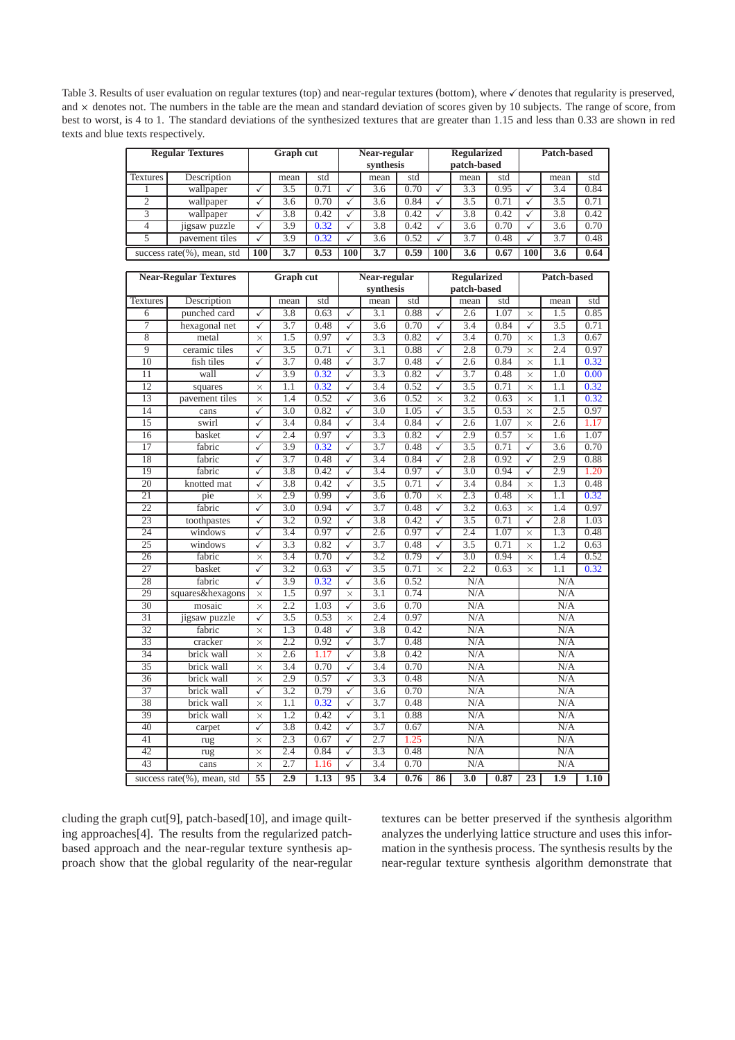Table 3. Results of user evaluation on regular textures (top) and near-regular textures (bottom), where ✓ denotes that regularity is preserved, and × denotes not. The numbers in the table are the mean and standard deviation of scores given by 10 subjects. The range of score, from best to worst, is 4 to 1. The standard deviations of the synthesized textures that are greater than 1.15 and less than 0.33 are shown in red texts and blue texts respectively.

| Regular Textures | | Graph cut | | | Near-regular synthesis | | | Regularized patch-based | | | Patch-based | | |
|---|---|---|---|---|---|---|---|---|---|---|---|---|---|
| Textures | Description | | mean | std | | mean | std | | mean | std | | mean | std |
| 1 | wallpaper | ✓ | 3.5 | 0.71 | ✓ | 3.6 | 0.70 | ✓ | 3.3 | 0.95 | ✓ | 3.4 | 0.84 |
| 2 | wallpaper | ✓ | 3.6 | 0.70 | ✓ | 3.6 | 0.84 | ✓ | 3.5 | 0.71 | ✓ | 3.5 | 0.71 |
| 3 | wallpaper | ✓ | 3.8 | 0.42 | ✓ | 3.8 | 0.42 | ✓ | 3.8 | 0.42 | ✓ | 3.8 | 0.42 |
| 4 | jigsaw puzzle | ✓ | 3.9 | 0.32 | ✓ | 3.8 | 0.42 | ✓ | 3.6 | 0.70 | ✓ | 3.6 | 0.70 |
| 5 | pavement tiles | ✓ | 3.9 | 0.32 | ✓ | 3.6 | 0.52 | ✓ | 3.7 | 0.48 | ✓ | 3.7 | 0.48 |
| success rate(%), mean, std | | **100** | **3.7** | **0.53** | **100** | **3.7** | **0.59** | **100** | **3.6** | **0.67** | **100** | **3.6** | **0.64** |

| Near-Regular Textures | | Graph cut | | | Near-regular synthesis | | | Regularized patch-based | | | Patch-based | | |
|---|---|---|---|---|---|---|---|---|---|---|---|---|---|
| Textures | Description | | mean | std | | mean | std | | mean | std | | mean | std |
| 6 | punched card | ✓ | 3.8 | 0.63 | ✓ | 3.1 | 0.88 | ✓ | 2.6 | 1.07 | × | 1.5 | 0.85 |
| 7 | hexagonal net | ✓ | 3.7 | 0.48 | ✓ | 3.6 | 0.70 | ✓ | 3.4 | 0.84 | ✓ | 3.5 | 0.71 |
| 8 | metal | × | 1.5 | 0.97 | ✓ | 3.3 | 0.82 | ✓ | 3.4 | 0.70 | × | 1.3 | 0.67 |
| 9 | ceramic tiles | ✓ | 3.5 | 0.71 | ✓ | 3.1 | 0.88 | ✓ | 2.8 | 0.79 | × | 2.4 | 0.97 |
| 10 | fish tiles | ✓ | 3.7 | 0.48 | ✓ | 3.7 | 0.48 | ✓ | 2.6 | 0.84 | × | 1.1 | 0.32 |
| 11 | wall | ✓ | 3.9 | 0.32 | ✓ | 3.3 | 0.82 | ✓ | 3.7 | 0.48 | × | 1.0 | 0.00 |
| 12 | squares | × | 1.1 | 0.32 | ✓ | 3.4 | 0.52 | ✓ | 3.5 | 0.71 | × | 1.1 | 0.32 |
| 13 | pavement tiles | × | 1.4 | 0.52 | ✓ | 3.6 | 0.52 | × | 3.2 | 0.63 | × | 1.1 | 0.32 |
| 14 | cans | ✓ | 3.0 | 0.82 | ✓ | 3.0 | 1.05 | ✓ | 3.5 | 0.53 | × | 2.5 | 0.97 |
| 15 | swirl | ✓ | 3.4 | 0.84 | ✓ | 3.4 | 0.84 | ✓ | 2.6 | 1.07 | × | 2.6 | 1.17 |
| 16 | basket | ✓ | 2.4 | 0.97 | ✓ | 3.3 | 0.82 | ✓ | 2.9 | 0.57 | × | 1.6 | 1.07 |
| 17 | fabric | ✓ | 3.9 | 0.32 | ✓ | 3.7 | 0.48 | ✓ | 3.5 | 0.71 | ✓ | 3.6 | 0.70 |
| 18 | fabric | ✓ | 3.7 | 0.48 | ✓ | 3.4 | 0.84 | ✓ | 2.8 | 0.92 | ✓ | 2.9 | 0.88 |
| 19 | fabric | ✓ | 3.8 | 0.42 | ✓ | 3.4 | 0.97 | ✓ | 3.0 | 0.94 | ✓ | 2.9 | 1.20 |
| 20 | knotted mat | ✓ | 3.8 | 0.42 | ✓ | 3.5 | 0.71 | ✓ | 3.4 | 0.84 | × | 1.3 | 0.48 |
| 21 | pie | × | 2.9 | 0.99 | ✓ | 3.6 | 0.70 | × | 2.3 | 0.48 | × | 1.1 | 0.32 |
| 22 | fabric | ✓ | 3.0 | 0.94 | ✓ | 3.7 | 0.48 | ✓ | 3.2 | 0.63 | × | 1.4 | 0.97 |
| 23 | toothpastes | ✓ | 3.2 | 0.92 | ✓ | 3.8 | 0.42 | ✓ | 3.5 | 0.71 | ✓ | 2.8 | 1.03 |
| 24 | windows | ✓ | 3.4 | 0.97 | ✓ | 2.6 | 0.97 | ✓ | 2.4 | 1.07 | × | 1.3 | 0.48 |
| 25 | windows | ✓ | 3.3 | 0.82 | ✓ | 3.7 | 0.48 | ✓ | 3.5 | 0.71 | × | 1.2 | 0.63 |
| 26 | fabric | × | 3.4 | 0.70 | ✓ | 3.2 | 0.79 | ✓ | 3.0 | 0.94 | × | 1.4 | 0.52 |
| 27 | basket | ✓ | 3.2 | 0.63 | ✓ | 3.5 | 0.71 | × | 2.2 | 0.63 | × | 1.1 | 0.32 |
| 28 | fabric | ✓ | 3.9 | 0.32 | ✓ | 3.6 | 0.52 | N/A | | | N/A | | |
| 29 | squares&hexagons | × | 1.5 | 0.97 | × | 3.1 | 0.74 | N/A | | | N/A | | |
| 30 | mosaic | × | 2.2 | 1.03 | ✓ | 3.6 | 0.70 | N/A | | | N/A | | |
| 31 | jigsaw puzzle | ✓ | 3.5 | 0.53 | × | 2.4 | 0.97 | N/A | | | N/A | | |
| 32 | fabric | × | 1.3 | 0.48 | ✓ | 3.8 | 0.42 | N/A | | | N/A | | |
| 33 | cracker | × | 2.2 | 0.92 | ✓ | 3.7 | 0.48 | N/A | | | N/A | | |
| 34 | brick wall | × | 2.6 | 1.17 | ✓ | 3.8 | 0.42 | N/A | | | N/A | | |
| 35 | brick wall | × | 3.4 | 0.70 | ✓ | 3.4 | 0.70 | N/A | | | N/A | | |
| 36 | brick wall | × | 2.9 | 0.57 | ✓ | 3.3 | 0.48 | N/A | | | N/A | | |
| 37 | brick wall | ✓ | 3.2 | 0.79 | ✓ | 3.6 | 0.70 | N/A | | | N/A | | |
| 38 | brick wall | × | 1.1 | 0.32 | ✓ | 3.7 | 0.48 | N/A | | | N/A | | |
| 39 | brick wall | × | 1.2 | 0.42 | ✓ | 3.1 | 0.88 | N/A | | | N/A | | |
| 40 | carpet | ✓ | 3.8 | 0.42 | ✓ | 3.7 | 0.67 | N/A | | | N/A | | |
| 41 | rug | × | 2.3 | 0.67 | ✓ | 2.7 | 1.25 | N/A | | | N/A | | |
| 42 | rug | × | 2.4 | 0.84 | ✓ | 3.3 | 0.48 | N/A | | | N/A | | |
| 43 | cans | × | 2.7 | 1.16 | ✓ | 3.4 | 0.70 | N/A | | | N/A | | |
| success rate(%), mean, std | | **55** | **2.9** | **1.13** | **95** | **3.4** | **0.76** | **86** | **3.0** | **0.87** | **23** | **1.9** | **1.10** |

cluding the graph cut[9], patch-based[10], and image quilting approaches[4]. The results from the regularized patch-based approach and the near-regular texture synthesis approach show that the global regularity of the near-regular textures can be better preserved if the synthesis algorithm analyzes the underlying lattice structure and uses this information in the synthesis process. The synthesis results by the near-regular texture synthesis algorithm demonstrate that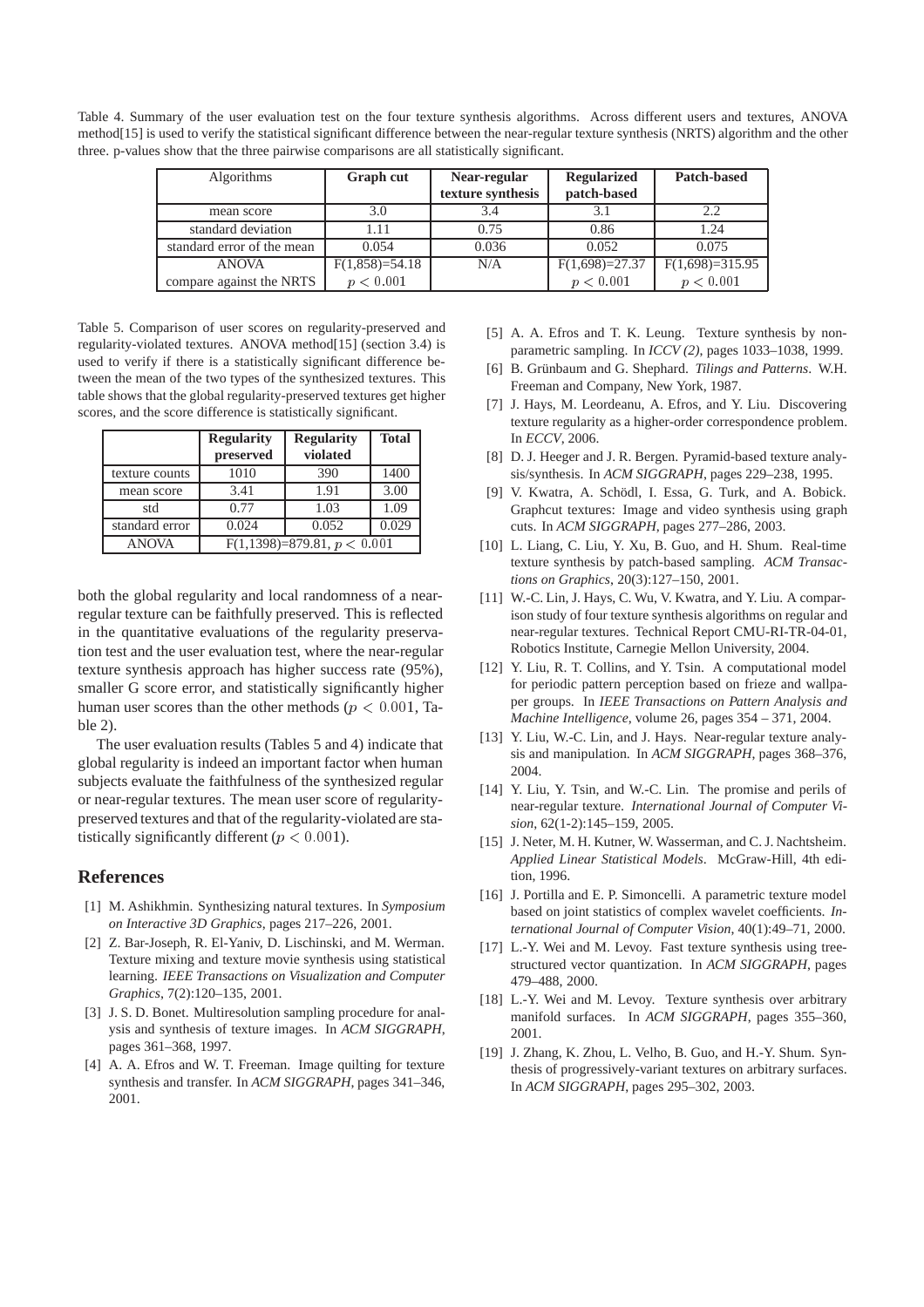Table 4. Summary of the user evaluation test on the four texture synthesis algorithms. Across different users and textures, ANOVA method[15] is used to verify the statistical significant difference between the near-regular texture synthesis (NRTS) algorithm and the other three. p-values show that the three pairwise comparisons are all statistically significant.

| Algorithms | **Graph cut** | **Near-regular texture synthesis** | **Regularized patch-based** | **Patch-based** |
|---|---|---|---|---|
| mean score | 3.0 | 3.4 | 3.1 | 2.2 |
| standard deviation | 1.11 | 0.75 | 0.86 | 1.24 |
| standard error of the mean | 0.054 | 0.036 | 0.052 | 0.075 |
| ANOVA compare against the NRTS | F(1,858)=54.18 $p < 0.001$ | N/A | F(1,698)=27.37 $p < 0.001$ | F(1,698)=315.95 $p < 0.001$ |

Table 5. Comparison of user scores on regularity-preserved and regularity-violated textures. ANOVA method[15] (section 3.4) is used to verify if there is a statistically significant difference between the mean of the two types of the synthesized textures. This table shows that the global regularity-preserved textures get higher scores, and the score difference is statistically significant.

| | **Regularity preserved** | **Regularity violated** | **Total** |
|---|---|---|---|
| texture counts | 1010 | 390 | 1400 |
| mean score | 3.41 | 1.91 | 3.00 |
| std | 0.77 | 1.03 | 1.09 |
| standard error | 0.024 | 0.052 | 0.029 |
| ANOVA | F(1,1398)=879.81, $p < 0.001$ | | |

both the global regularity and local randomness of a near-regular texture can be faithfully preserved. This is reflected in the quantitative evaluations of the regularity preservation test and the user evaluation test, where the near-regular texture synthesis approach has higher success rate (95%), smaller G score error, and statistically significantly higher human user scores than the other methods ($p < 0.001$, Table 2).

The user evaluation results (Tables 5 and 4) indicate that global regularity is indeed an important factor when human subjects evaluate the faithfulness of the synthesized regular or near-regular textures. The mean user score of regularity-preserved textures and that of the regularity-violated are statistically significantly different ($p < 0.001$).

## References

[1] M. Ashikhmin. Synthesizing natural textures. In *Symposium on Interactive 3D Graphics*, pages 217–226, 2001.

[2] Z. Bar-Joseph, R. El-Yaniv, D. Lischinski, and M. Werman. Texture mixing and texture movie synthesis using statistical learning. *IEEE Transactions on Visualization and Computer Graphics*, 7(2):120–135, 2001.

[3] J. S. D. Bonet. Multiresolution sampling procedure for analysis and synthesis of texture images. In *ACM SIGGRAPH*, pages 361–368, 1997.

[4] A. A. Efros and W. T. Freeman. Image quilting for texture synthesis and transfer. In *ACM SIGGRAPH*, pages 341–346, 2001.

[5] A. A. Efros and T. K. Leung. Texture synthesis by non-parametric sampling. In *ICCV (2)*, pages 1033–1038, 1999.

[6] B. Grünbaum and G. Shephard. *Tilings and Patterns*. W.H. Freeman and Company, New York, 1987.

[7] J. Hays, M. Leordeanu, A. Efros, and Y. Liu. Discovering texture regularity as a higher-order correspondence problem. In *ECCV*, 2006.

[8] D. J. Heeger and J. R. Bergen. Pyramid-based texture analysis/synthesis. In *ACM SIGGRAPH*, pages 229–238, 1995.

[9] V. Kwatra, A. Schödl, I. Essa, G. Turk, and A. Bobick. Graphcut textures: Image and video synthesis using graph cuts. In *ACM SIGGRAPH*, pages 277–286, 2003.

[10] L. Liang, C. Liu, Y. Xu, B. Guo, and H. Shum. Real-time texture synthesis by patch-based sampling. *ACM Transactions on Graphics*, 20(3):127–150, 2001.

[11] W.-C. Lin, J. Hays, C. Wu, V. Kwatra, and Y. Liu. A comparison study of four texture synthesis algorithms on regular and near-regular textures. Technical Report CMU-RI-TR-04-01, Robotics Institute, Carnegie Mellon University, 2004.

[12] Y. Liu, R. T. Collins, and Y. Tsin. A computational model for periodic pattern perception based on frieze and wallpaper groups. In *IEEE Transactions on Pattern Analysis and Machine Intelligence*, volume 26, pages 354 – 371, 2004.

[13] Y. Liu, W.-C. Lin, and J. Hays. Near-regular texture analysis and manipulation. In *ACM SIGGRAPH*, pages 368–376, 2004.

[14] Y. Liu, Y. Tsin, and W.-C. Lin. The promise and perils of near-regular texture. *International Journal of Computer Vision*, 62(1-2):145–159, 2005.

[15] J. Neter, M. H. Kutner, W. Wasserman, and C. J. Nachtsheim. *Applied Linear Statistical Models*. McGraw-Hill, 4th edition, 1996.

[16] J. Portilla and E. P. Simoncelli. A parametric texture model based on joint statistics of complex wavelet coefficients. *International Journal of Computer Vision*, 40(1):49–71, 2000.

[17] L.-Y. Wei and M. Levoy. Fast texture synthesis using tree-structured vector quantization. In *ACM SIGGRAPH*, pages 479–488, 2000.

[18] L.-Y. Wei and M. Levoy. Texture synthesis over arbitrary manifold surfaces. In *ACM SIGGRAPH*, pages 355–360, 2001.

[19] J. Zhang, K. Zhou, L. Velho, B. Guo, and H.-Y. Shum. Synthesis of progressively-variant textures on arbitrary surfaces. In *ACM SIGGRAPH*, pages 295–302, 2003.